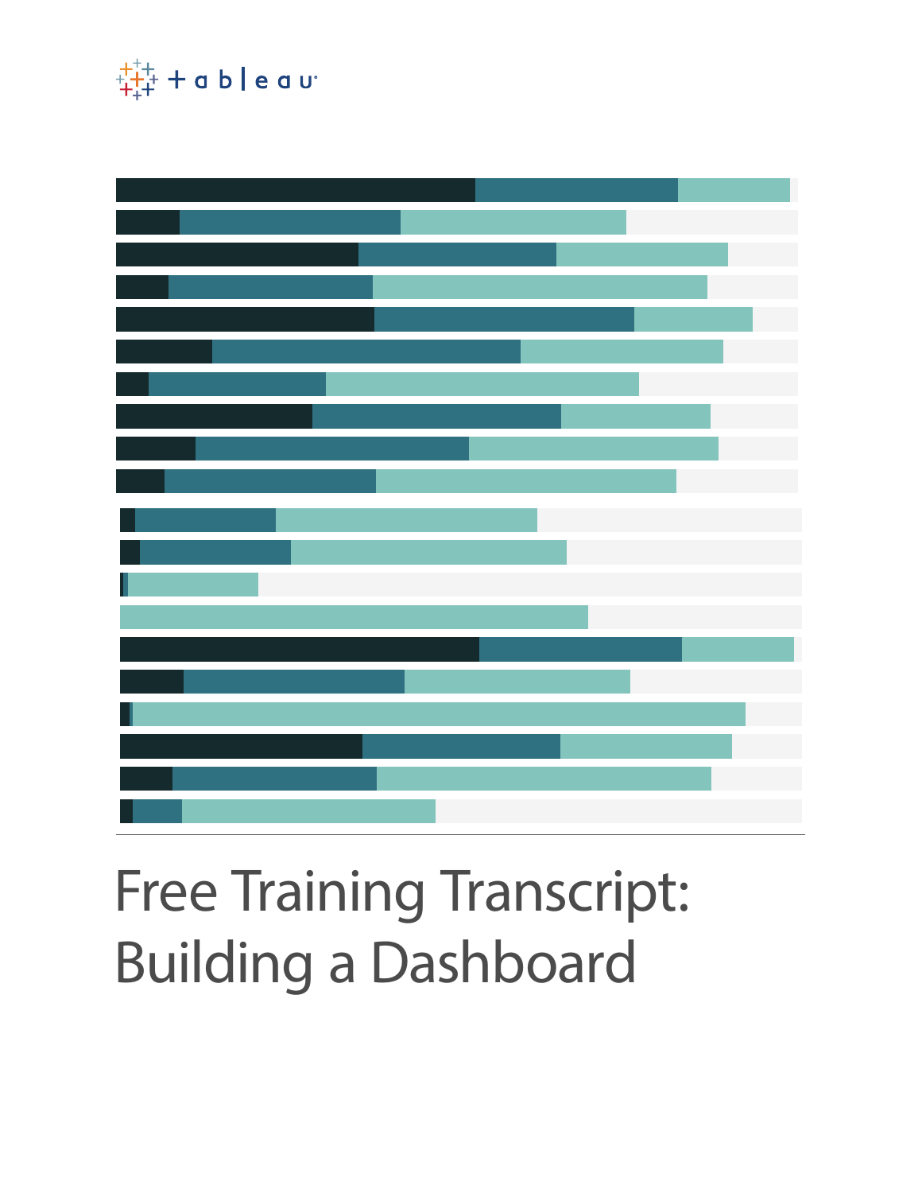# Free Training Transcript: Building a Dashboard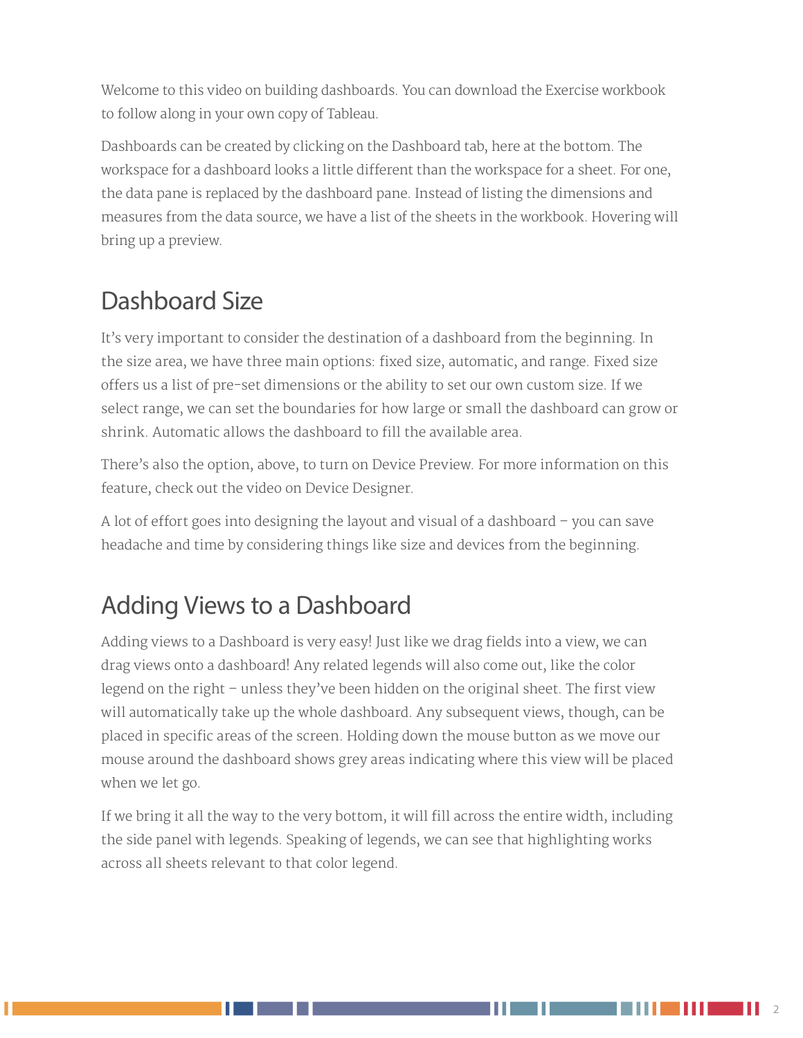Welcome to this video on building dashboards. You can download the Exercise workbook to follow along in your own copy of Tableau.

Dashboards can be created by clicking on the Dashboard tab, here at the bottom. The workspace for a dashboard looks a little different than the workspace for a sheet. For one, the data pane is replaced by the dashboard pane. Instead of listing the dimensions and measures from the data source, we have a list of the sheets in the workbook. Hovering will bring up a preview.

## Dashboard Size

It's very important to consider the destination of a dashboard from the beginning. In the size area, we have three main options: fixed size, automatic, and range. Fixed size offers us a list of pre-set dimensions or the ability to set our own custom size. If we select range, we can set the boundaries for how large or small the dashboard can grow or shrink. Automatic allows the dashboard to fill the available area.

There's also the option, above, to turn on Device Preview. For more information on this feature, check out the video on Device Designer.

A lot of effort goes into designing the layout and visual of a dashboard – you can save headache and time by considering things like size and devices from the beginning.

## Adding Views to a Dashboard

Adding views to a Dashboard is very easy! Just like we drag fields into a view, we can drag views onto a dashboard! Any related legends will also come out, like the color legend on the right – unless they've been hidden on the original sheet. The first view will automatically take up the whole dashboard. Any subsequent views, though, can be placed in specific areas of the screen. Holding down the mouse button as we move our mouse around the dashboard shows grey areas indicating where this view will be placed when we let go.

If we bring it all the way to the very bottom, it will fill across the entire width, including the side panel with legends. Speaking of legends, we can see that highlighting works across all sheets relevant to that color legend.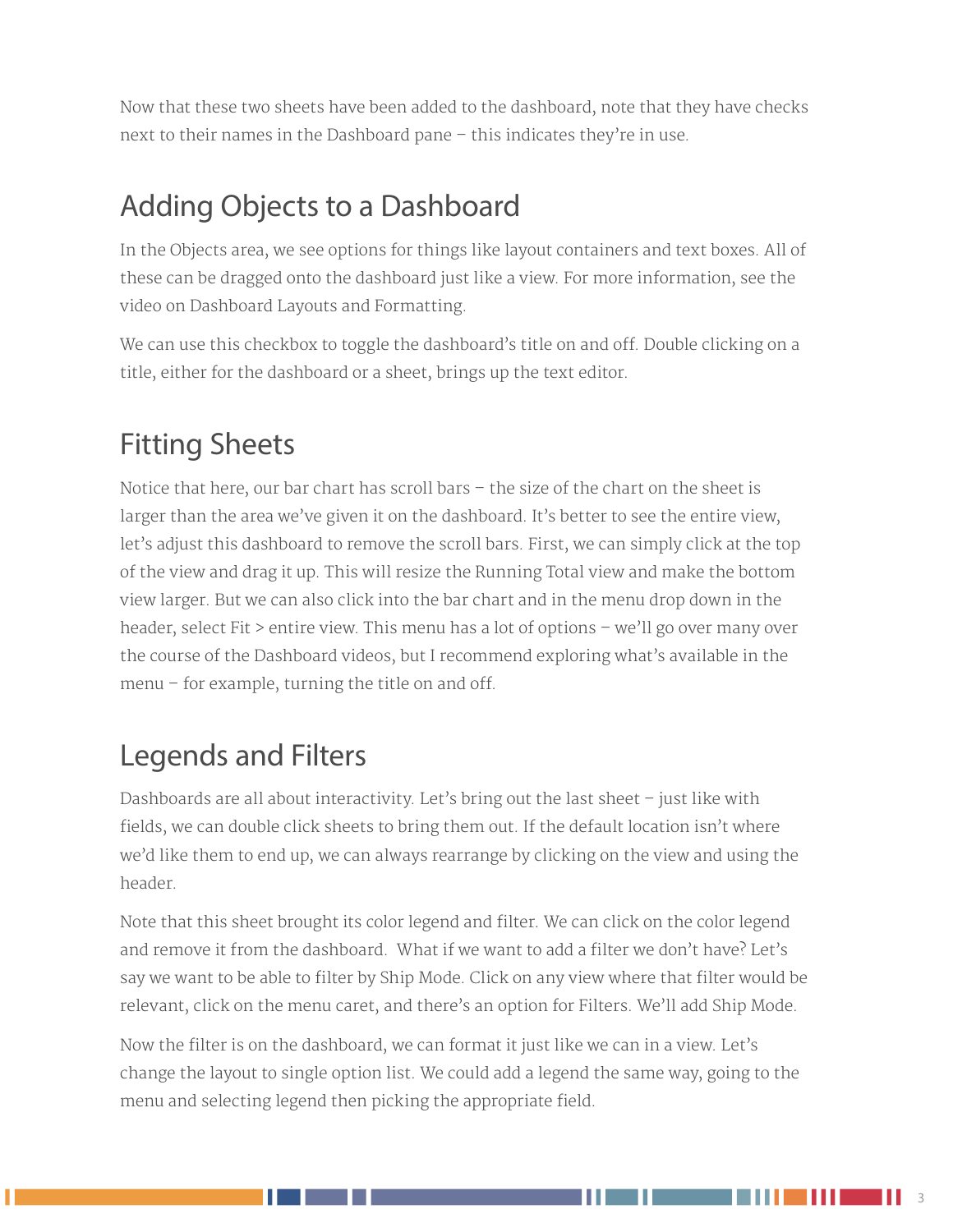Now that these two sheets have been added to the dashboard, note that they have checks next to their names in the Dashboard pane – this indicates they're in use.

## Adding Objects to a Dashboard

In the Objects area, we see options for things like layout containers and text boxes. All of these can be dragged onto the dashboard just like a view. For more information, see the video on Dashboard Layouts and Formatting.

We can use this checkbox to toggle the dashboard's title on and off. Double clicking on a title, either for the dashboard or a sheet, brings up the text editor.

## Fitting Sheets

Notice that here, our bar chart has scroll bars – the size of the chart on the sheet is larger than the area we've given it on the dashboard. It's better to see the entire view, let's adjust this dashboard to remove the scroll bars. First, we can simply click at the top of the view and drag it up. This will resize the Running Total view and make the bottom view larger. But we can also click into the bar chart and in the menu drop down in the header, select Fit > entire view. This menu has a lot of options – we'll go over many over the course of the Dashboard videos, but I recommend exploring what's available in the menu – for example, turning the title on and off.

## Legends and Filters

Dashboards are all about interactivity. Let's bring out the last sheet – just like with fields, we can double click sheets to bring them out. If the default location isn't where we'd like them to end up, we can always rearrange by clicking on the view and using the header.

Note that this sheet brought its color legend and filter. We can click on the color legend and remove it from the dashboard. What if we want to add a filter we don't have? Let's say we want to be able to filter by Ship Mode. Click on any view where that filter would be relevant, click on the menu caret, and there's an option for Filters. We'll add Ship Mode.

Now the filter is on the dashboard, we can format it just like we can in a view. Let's change the layout to single option list. We could add a legend the same way, going to the menu and selecting legend then picking the appropriate field.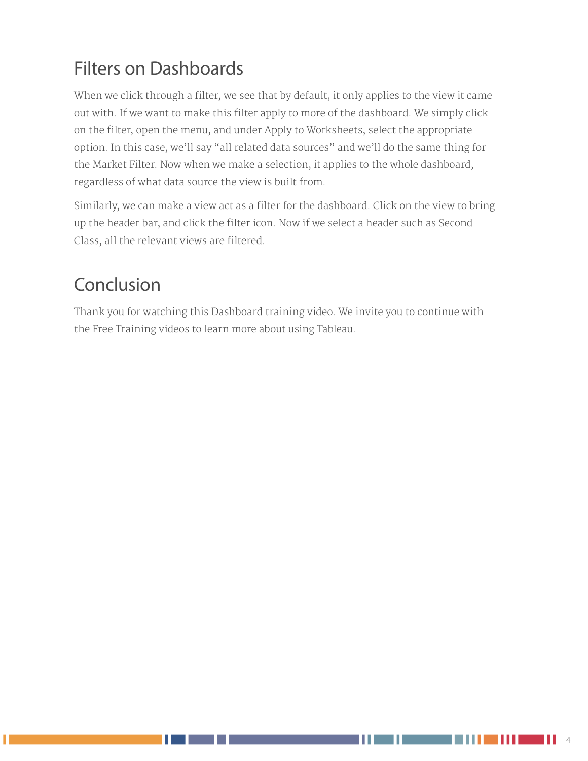## Filters on Dashboards

When we click through a filter, we see that by default, it only applies to the view it came out with. If we want to make this filter apply to more of the dashboard. We simply click on the filter, open the menu, and under Apply to Worksheets, select the appropriate option. In this case, we'll say "all related data sources" and we'll do the same thing for the Market Filter. Now when we make a selection, it applies to the whole dashboard, regardless of what data source the view is built from.

Similarly, we can make a view act as a filter for the dashboard. Click on the view to bring up the header bar, and click the filter icon. Now if we select a header such as Second Class, all the relevant views are filtered.

## Conclusion

Thank you for watching this Dashboard training video. We invite you to continue with the Free Training videos to learn more about using Tableau.